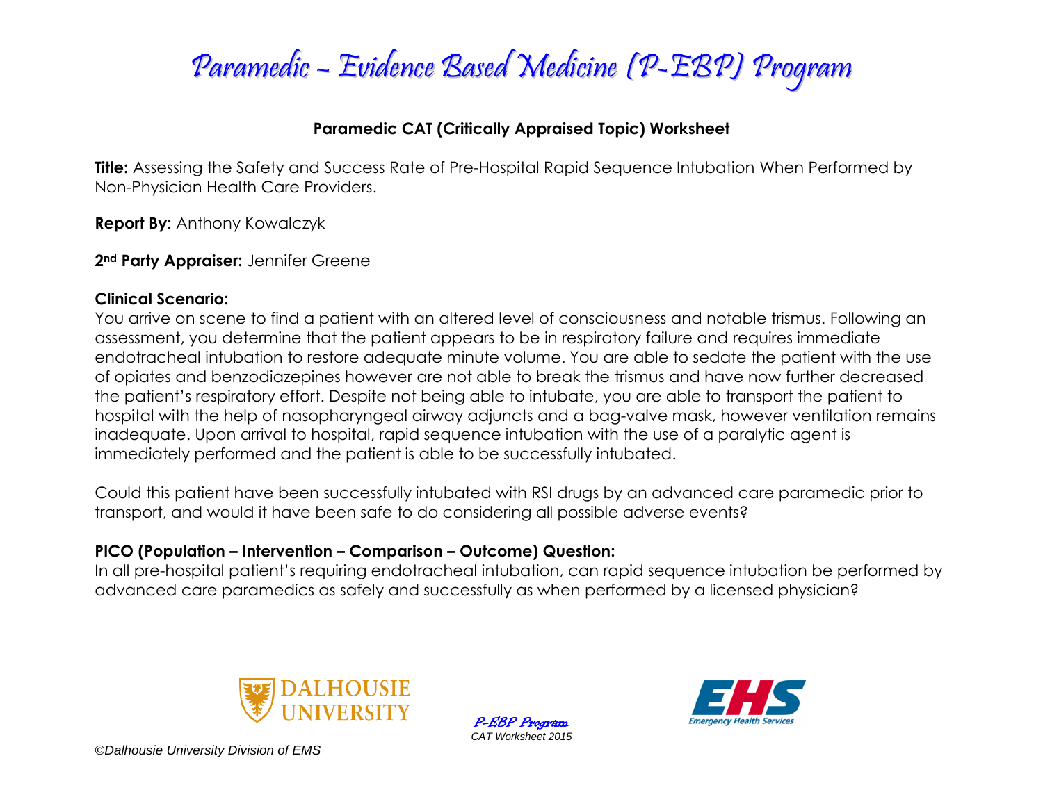# Paramedic – Evidence Based Medicine (P-EBP) Program

## Paramedic CAT (Critically Appraised Topic) Worksheet

**Title:** Assessing the Safety and Success Rate of Pre-Hospital Rapid Sequence Intubation When Performed by Non-Physician Health Care Providers.

**Report By:** Anthony Kowalczyk

**2nd Party Appraiser:** Jennifer Greene

**Clinical Scenario:**

You arrive on scene to find a patient with an altered level of consciousness and notable trismus. Following an assessment, you determine that the patient appears to be in respiratory failure and requires immediate endotracheal intubation to restore adequate minute volume. You are able to sedate the patient with the use of opiates and benzodiazepines however are not able to break the trismus and have now further decreased the patient's respiratory effort. Despite not being able to intubate, you are able to transport the patient to hospital with the help of nasopharyngeal airway adjuncts and a bag-valve mask, however ventilation remains inadequate. Upon arrival to hospital, rapid sequence intubation with the use of a paralytic agent is immediately performed and the patient is able to be successfully intubated.

Could this patient have been successfully intubated with RSI drugs by an advanced care paramedic prior to transport, and would it have been safe to do considering all possible adverse events?

**PICO (Population – Intervention – Comparison – Outcome) Question:**

In all pre-hospital patient's requiring endotracheal intubation, can rapid sequence intubation be performed by advanced care paramedics as safely and successfully as when performed by a licensed physician?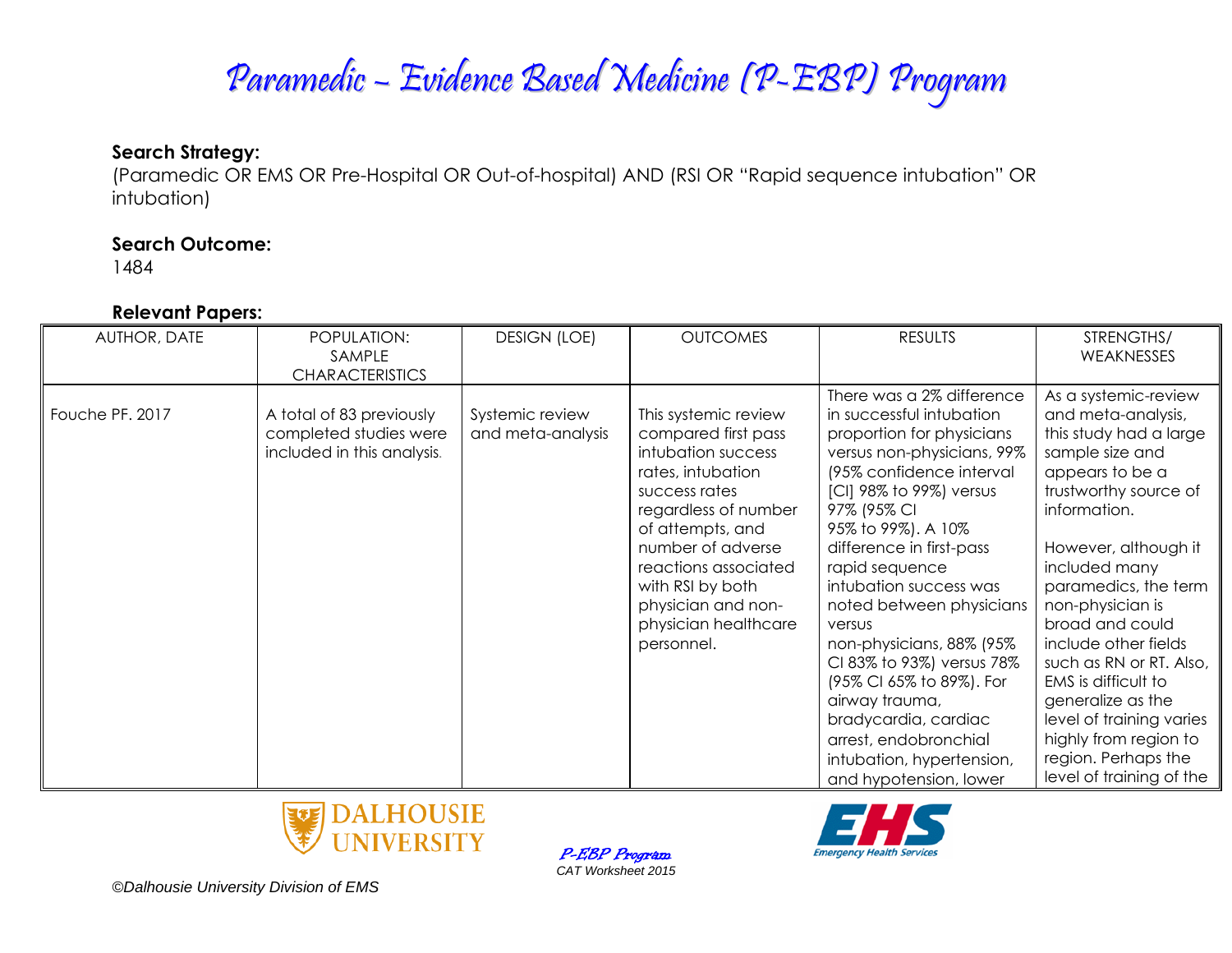# Paramedic – Evidence Based Medicine (P-EBP) Program

**Search Strategy:**
(Paramedic OR EMS OR Pre-Hospital OR Out-of-hospital) AND (RSI OR "Rapid sequence intubation" OR intubation)

**Search Outcome:**
1484

**Relevant Papers:**

| AUTHOR, DATE | POPULATION: SAMPLE CHARACTERISTICS | DESIGN (LOE) | OUTCOMES | RESULTS | STRENGTHS/ WEAKNESSES |
|---|---|---|---|---|---|
| Fouche PF. 2017 | A total of 83 previously completed studies were included in this analysis. | Systemic review and meta-analysis | This systemic review compared first pass intubation success rates, intubation success rates regardless of number of attempts, and number of adverse reactions associated with RSI by both physician and non-physician healthcare personnel. | There was a 2% difference in successful intubation proportion for physicians versus non-physicians, 99% (95% confidence interval [CI] 98% to 99%) versus 97% (95% CI 95% to 99%). A 10% difference in first-pass rapid sequence intubation success was noted between physicians versus non-physicians, 88% (95% CI 83% to 93%) versus 78% (95% CI 65% to 89%). For airway trauma, bradycardia, cardiac arrest, endobronchial intubation, hypertension, and hypotension, lower | As a systemic-review and meta-analysis, this study had a large sample size and appears to be a trustworthy source of information.<br><br>However, although it included many paramedics, the term non-physician is broad and could include other fields such as RN or RT. Also, EMS is difficult to generalize as the level of training varies highly from region to region. Perhaps the level of training of the |

©Dalhousie University Division of EMS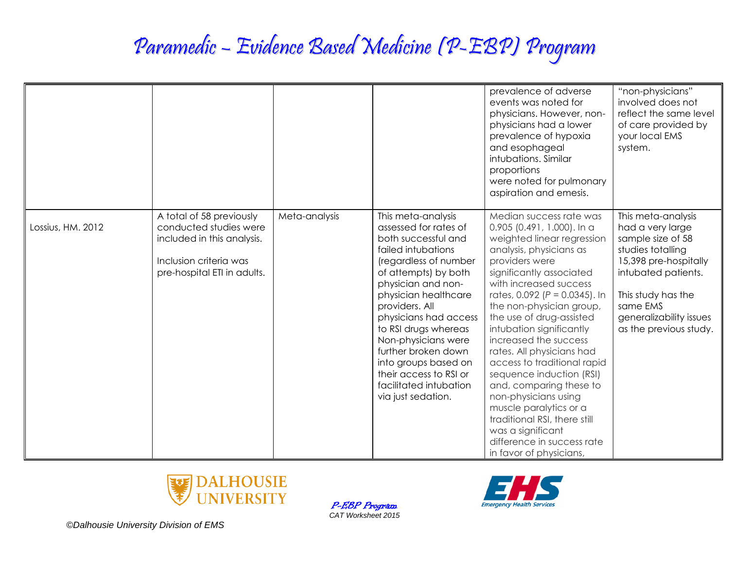| | | | | | |
|---|---|---|---|---|---|
| | | | | prevalence of adverse events was noted for physicians. However, non-physicians had a lower prevalence of hypoxia and esophageal intubations. Similar proportions were noted for pulmonary aspiration and emesis. | "non-physicians" involved does not reflect the same level of care provided by your local EMS system. |
| Lossius, HM. 2012 | A total of 58 previously conducted studies were included in this analysis.<br><br>Inclusion criteria was pre-hospital ETI in adults. | Meta-analysis | This meta-analysis assessed for rates of both successful and failed intubations (regardless of number of attempts) by both physician and non-physician healthcare providers. All physicians had access to RSI drugs whereas Non-physicians were further broken down into groups based on their access to RSI or facilitated intubation via just sedation. | Median success rate was 0.905 (0.491, 1.000). In a weighted linear regression analysis, physicians as providers were significantly associated with increased success rates, 0.092 ($P$ = 0.0345). In the non-physician group, the use of drug-assisted intubation significantly increased the success rates. All physicians had access to traditional rapid sequence induction (RSI) and, comparing these to non-physicians using muscle paralytics or a traditional RSI, there still was a significant difference in success rate in favor of physicians, | This meta-analysis had a very large sample size of 58 studies totalling 15,398 pre-hospitally intubated patients.<br><br>This study has the same EMS generalizability issues as the previous study. |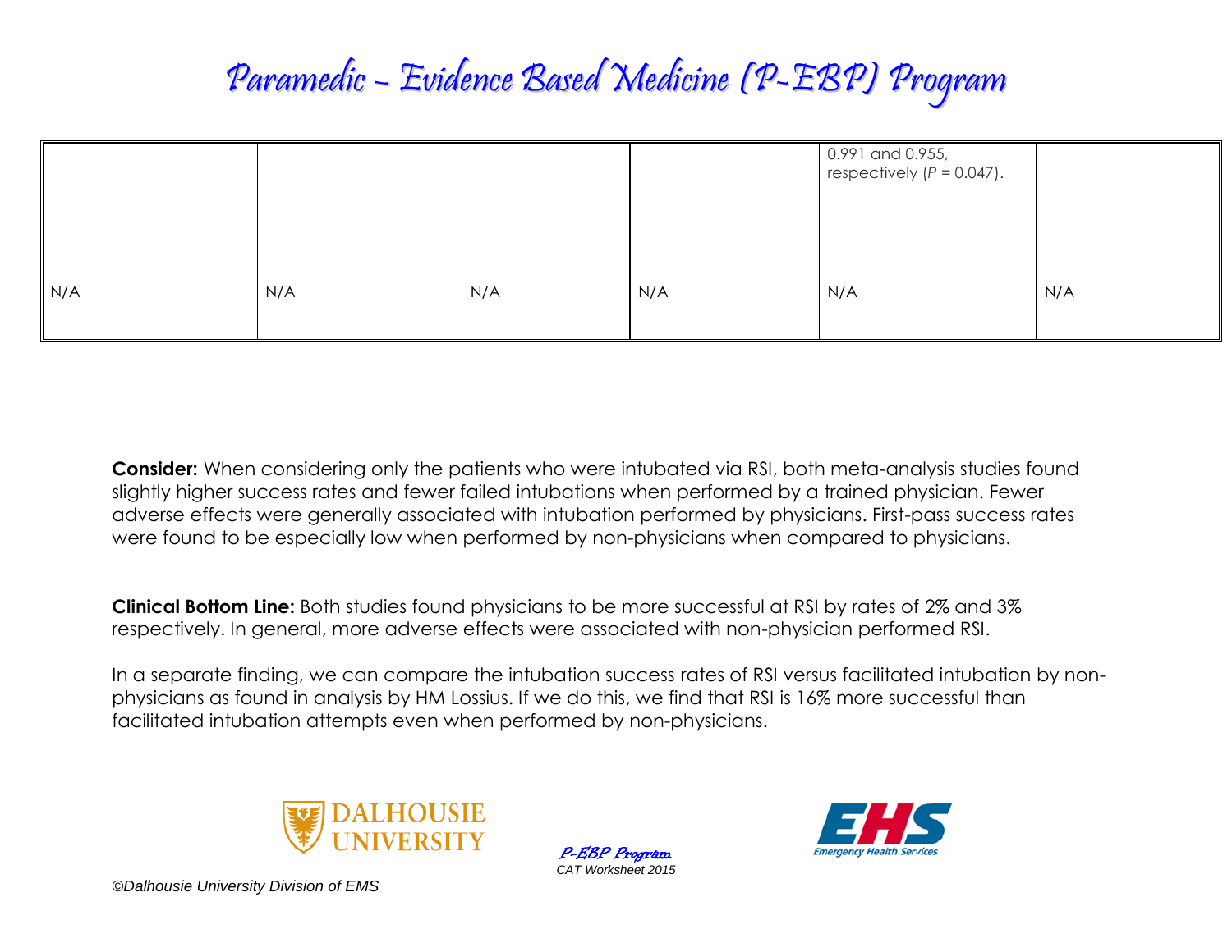| | | | | | |
|---|---|---|---|---|---|
| | | | | 0.991 and 0.955, respectively (*P* = 0.047). | |
| N/A | N/A | N/A | N/A | N/A | N/A |

**Consider:** When considering only the patients who were intubated via RSI, both meta-analysis studies found slightly higher success rates and fewer failed intubations when performed by a trained physician. Fewer adverse effects were generally associated with intubation performed by physicians. First-pass success rates were found to be especially low when performed by non-physicians when compared to physicians.

**Clinical Bottom Line:** Both studies found physicians to be more successful at RSI by rates of 2% and 3% respectively. In general, more adverse effects were associated with non-physician performed RSI.

In a separate finding, we can compare the intubation success rates of RSI versus facilitated intubation by non-physicians as found in analysis by HM Lossius. If we do this, we find that RSI is 16% more successful than facilitated intubation attempts even when performed by non-physicians.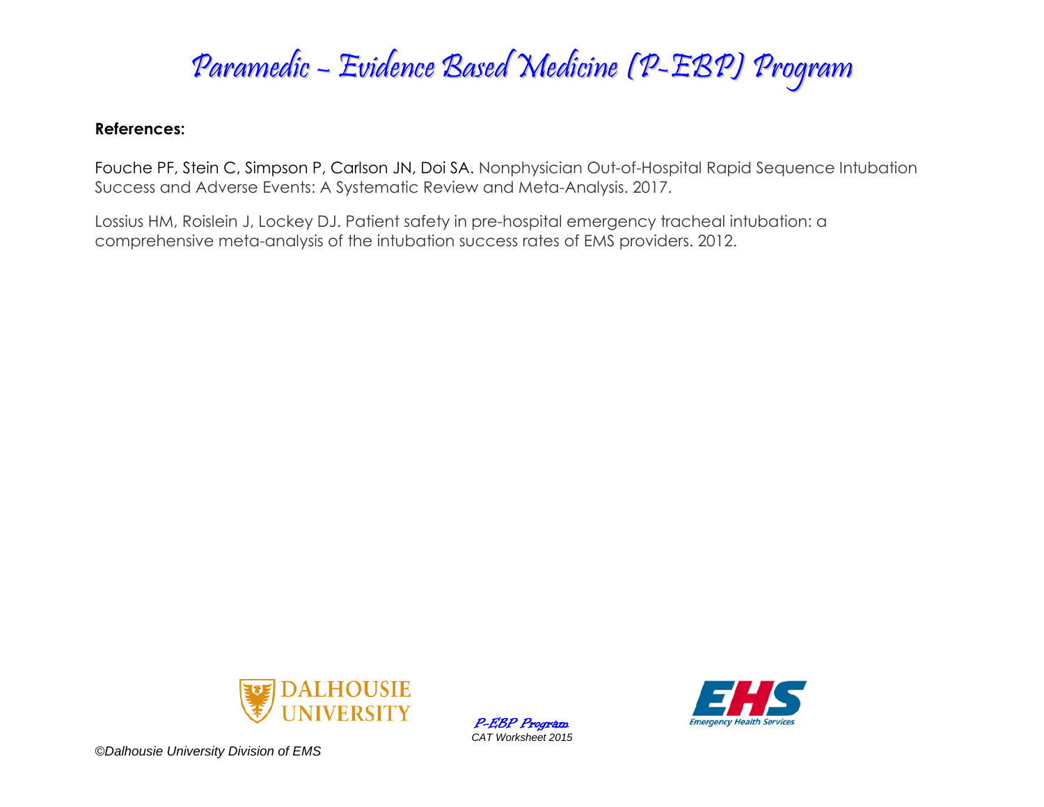**References:**

Fouche PF, Stein C, Simpson P, Carlson JN, Doi SA. Nonphysician Out-of-Hospital Rapid Sequence Intubation Success and Adverse Events: A Systematic Review and Meta-Analysis. 2017.

Lossius HM, Roislein J, Lockey DJ. Patient safety in pre-hospital emergency tracheal intubation: a comprehensive meta-analysis of the intubation success rates of EMS providers. 2012.